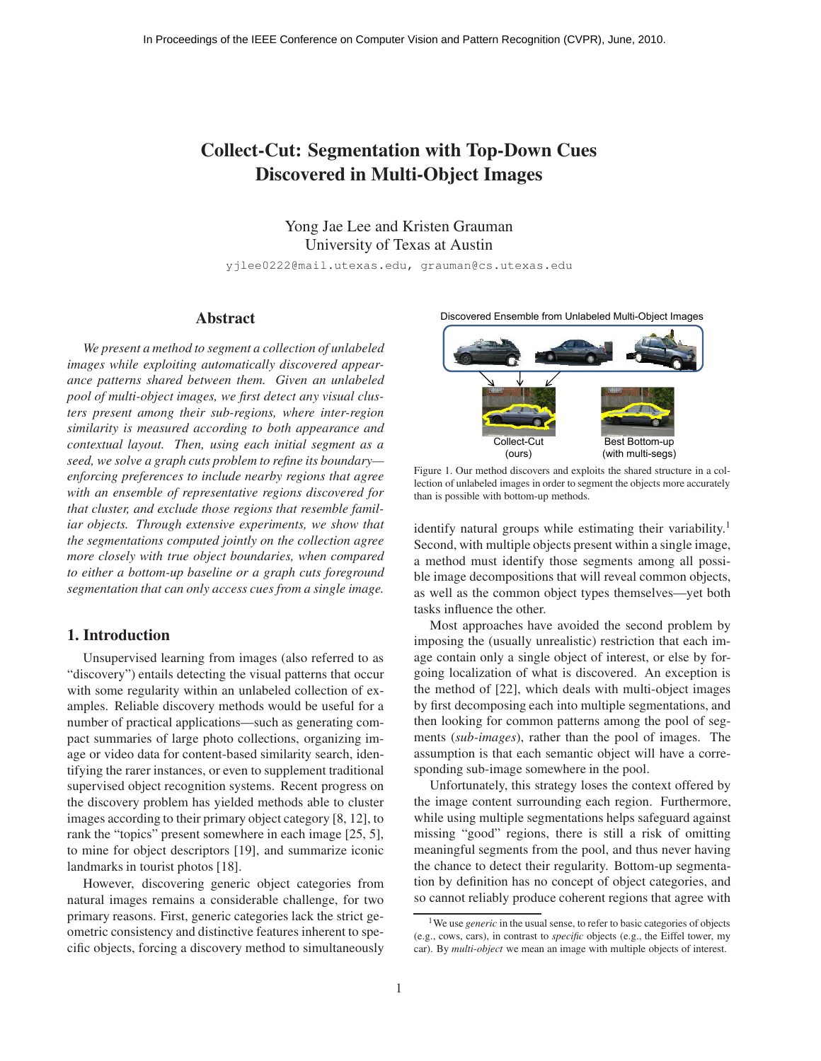# Collect-Cut: Segmentation with Top-Down Cues Discovered in Multi-Object Images

Yong Jae Lee and Kristen Grauman
University of Texas at Austin

yjlee0222@mail.utexas.edu, grauman@cs.utexas.edu

## Abstract

*We present a method to segment a collection of unlabeled images while exploiting automatically discovered appearance patterns shared between them. Given an unlabeled pool of multi-object images, we first detect any visual clusters present among their sub-regions, where inter-region similarity is measured according to both appearance and contextual layout. Then, using each initial segment as a seed, we solve a graph cuts problem to refine its boundary—enforcing preferences to include nearby regions that agree with an ensemble of representative regions discovered for that cluster, and exclude those regions that resemble familiar objects. Through extensive experiments, we show that the segmentations computed jointly on the collection agree more closely with true object boundaries, when compared to either a bottom-up baseline or a graph cuts foreground segmentation that can only access cues from a single image.*

Discovered Ensemble from Unlabeled Multi-Object Images

Collect-Cut (ours) | Best Bottom-up (with multi-segs)

Figure 1. Our method discovers and exploits the shared structure in a collection of unlabeled images in order to segment the objects more accurately than is possible with bottom-up methods.

## 1. Introduction

Unsupervised learning from images (also referred to as "discovery") entails detecting the visual patterns that occur with some regularity within an unlabeled collection of examples. Reliable discovery methods would be useful for a number of practical applications—such as generating compact summaries of large photo collections, organizing image or video data for content-based similarity search, identifying the rarer instances, or even to supplement traditional supervised object recognition systems. Recent progress on the discovery problem has yielded methods able to cluster images according to their primary object category [8, 12], to rank the "topics" present somewhere in each image [25, 5], to mine for object descriptors [19], and summarize iconic landmarks in tourist photos [18].

However, discovering generic object categories from natural images remains a considerable challenge, for two primary reasons. First, generic categories lack the strict geometric consistency and distinctive features inherent to specific objects, forcing a discovery method to simultaneously identify natural groups while estimating their variability.[1] Second, with multiple objects present within a single image, a method must identify those segments among all possible image decompositions that will reveal common objects, as well as the common object types themselves—yet both tasks influence the other.

Most approaches have avoided the second problem by imposing the (usually unrealistic) restriction that each image contain only a single object of interest, or else by forgoing localization of what is discovered. An exception is the method of [22], which deals with multi-object images by first decomposing each into multiple segmentations, and then looking for common patterns among the pool of segments (*sub-images*), rather than the pool of images. The assumption is that each semantic object will have a corresponding sub-image somewhere in the pool.

Unfortunately, this strategy loses the context offered by the image content surrounding each region. Furthermore, while using multiple segmentations helps safeguard against missing "good" regions, there is still a risk of omitting meaningful segments from the pool, and thus never having the chance to detect their regularity. Bottom-up segmentation by definition has no concept of object categories, and so cannot reliably produce coherent regions that agree with

[1] We use *generic* in the usual sense, to refer to basic categories of objects (e.g., cows, cars), in contrast to *specific* objects (e.g., the Eiffel tower, my car). By *multi-object* we mean an image with multiple objects of interest.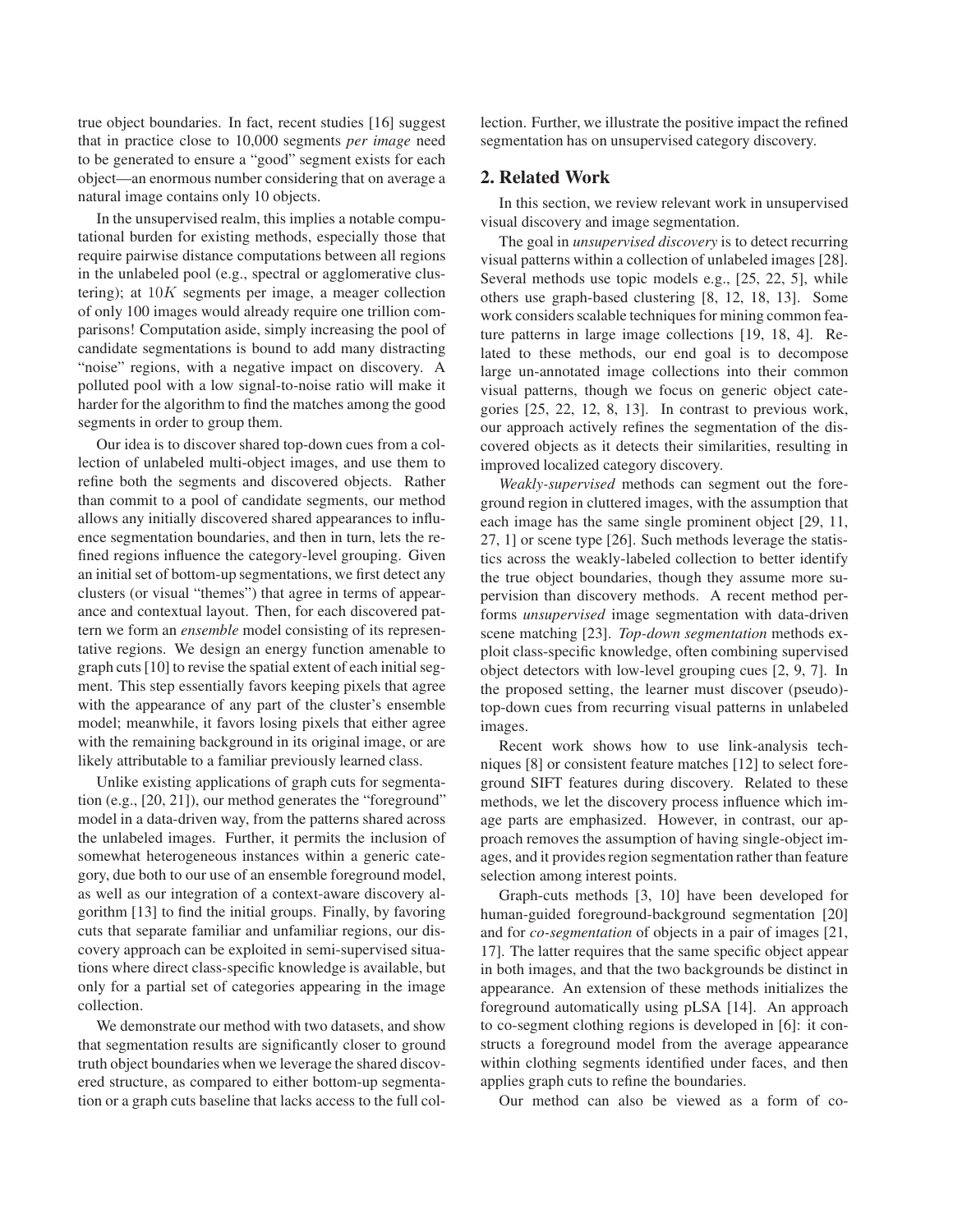true object boundaries. In fact, recent studies [16] suggest that in practice close to 10,000 segments *per image* need to be generated to ensure a "good" segment exists for each object—an enormous number considering that on average a natural image contains only 10 objects.

In the unsupervised realm, this implies a notable computational burden for existing methods, especially those that require pairwise distance computations between all regions in the unlabeled pool (e.g., spectral or agglomerative clustering); at $10K$ segments per image, a meager collection of only 100 images would already require one trillion comparisons! Computation aside, simply increasing the pool of candidate segmentations is bound to add many distracting "noise" regions, with a negative impact on discovery. A polluted pool with a low signal-to-noise ratio will make it harder for the algorithm to find the matches among the good segments in order to group them.

Our idea is to discover shared top-down cues from a collection of unlabeled multi-object images, and use them to refine both the segments and discovered objects. Rather than commit to a pool of candidate segments, our method allows any initially discovered shared appearances to influence segmentation boundaries, and then in turn, lets the refined regions influence the category-level grouping. Given an initial set of bottom-up segmentations, we first detect any clusters (or visual "themes") that agree in terms of appearance and contextual layout. Then, for each discovered pattern we form an *ensemble* model consisting of its representative regions. We design an energy function amenable to graph cuts [10] to revise the spatial extent of each initial segment. This step essentially favors keeping pixels that agree with the appearance of any part of the cluster's ensemble model; meanwhile, it favors losing pixels that either agree with the remaining background in its original image, or are likely attributable to a familiar previously learned class.

Unlike existing applications of graph cuts for segmentation (e.g., [20, 21]), our method generates the "foreground" model in a data-driven way, from the patterns shared across the unlabeled images. Further, it permits the inclusion of somewhat heterogeneous instances within a generic category, due both to our use of an ensemble foreground model, as well as our integration of a context-aware discovery algorithm [13] to find the initial groups. Finally, by favoring cuts that separate familiar and unfamiliar regions, our discovery approach can be exploited in semi-supervised situations where direct class-specific knowledge is available, but only for a partial set of categories appearing in the image collection.

We demonstrate our method with two datasets, and show that segmentation results are significantly closer to ground truth object boundaries when we leverage the shared discovered structure, as compared to either bottom-up segmentation or a graph cuts baseline that lacks access to the full collection. Further, we illustrate the positive impact the refined segmentation has on unsupervised category discovery.

## 2. Related Work

In this section, we review relevant work in unsupervised visual discovery and image segmentation.

The goal in *unsupervised discovery* is to detect recurring visual patterns within a collection of unlabeled images [28]. Several methods use topic models e.g., [25, 22, 5], while others use graph-based clustering [8, 12, 18, 13]. Some work considers scalable techniques for mining common feature patterns in large image collections [19, 18, 4]. Related to these methods, our end goal is to decompose large un-annotated image collections into their common visual patterns, though we focus on generic object categories [25, 22, 12, 8, 13]. In contrast to previous work, our approach actively refines the segmentation of the discovered objects as it detects their similarities, resulting in improved localized category discovery.

*Weakly-supervised* methods can segment out the foreground region in cluttered images, with the assumption that each image has the same single prominent object [29, 11, 27, 1] or scene type [26]. Such methods leverage the statistics across the weakly-labeled collection to better identify the true object boundaries, though they assume more supervision than discovery methods. A recent method performs *unsupervised* image segmentation with data-driven scene matching [23]. *Top-down segmentation* methods exploit class-specific knowledge, often combining supervised object detectors with low-level grouping cues [2, 9, 7]. In the proposed setting, the learner must discover (pseudo)-top-down cues from recurring visual patterns in unlabeled images.

Recent work shows how to use link-analysis techniques [8] or consistent feature matches [12] to select foreground SIFT features during discovery. Related to these methods, we let the discovery process influence which image parts are emphasized. However, in contrast, our approach removes the assumption of having single-object images, and it provides region segmentation rather than feature selection among interest points.

Graph-cuts methods [3, 10] have been developed for human-guided foreground-background segmentation [20] and for *co-segmentation* of objects in a pair of images [21, 17]. The latter requires that the same specific object appear in both images, and that the two backgrounds be distinct in appearance. An extension of these methods initializes the foreground automatically using pLSA [14]. An approach to co-segment clothing regions is developed in [6]: it constructs a foreground model from the average appearance within clothing segments identified under faces, and then applies graph cuts to refine the boundaries.

Our method can also be viewed as a form of co-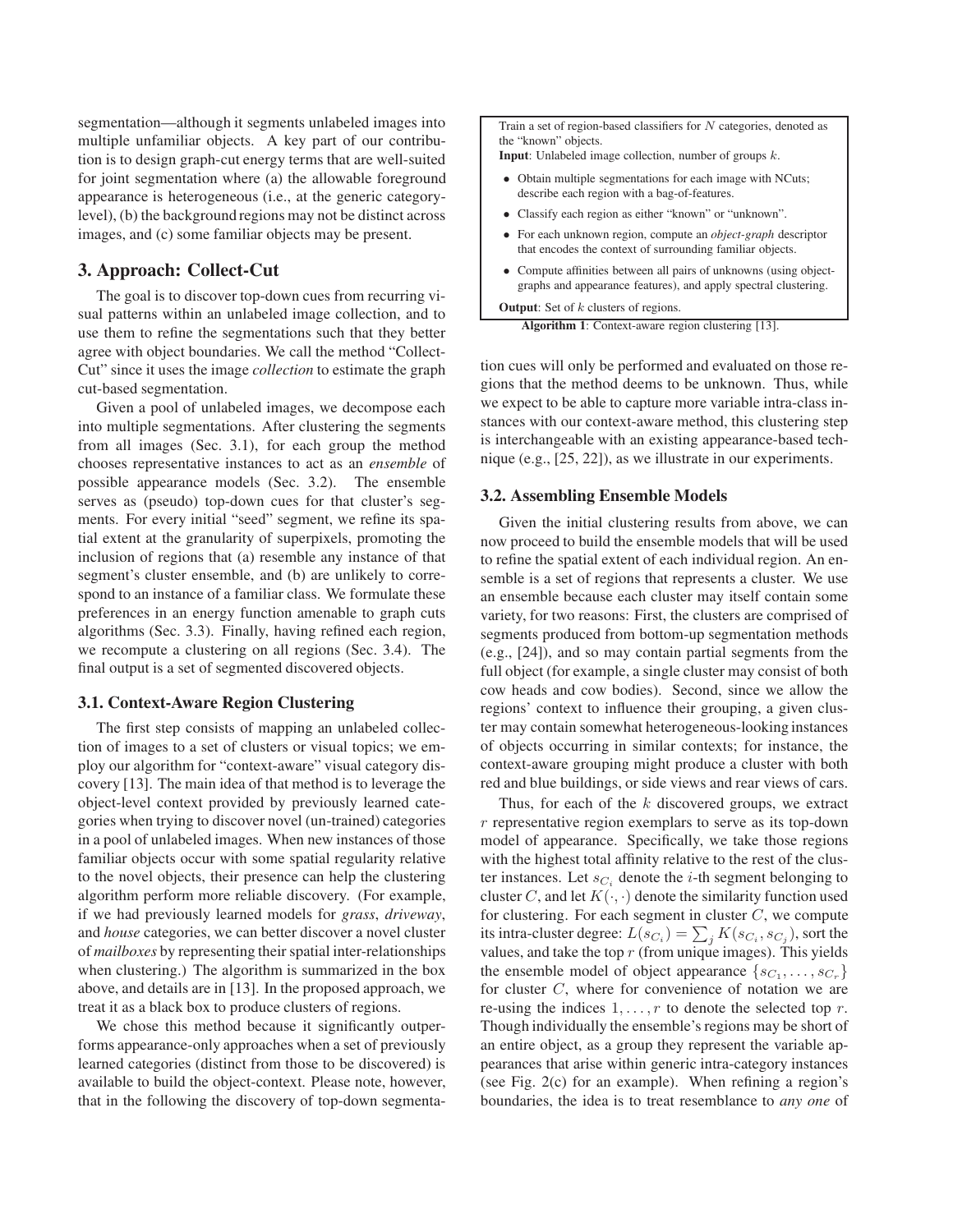segmentation—although it segments unlabeled images into multiple unfamiliar objects. A key part of our contribution is to design graph-cut energy terms that are well-suited for joint segmentation where (a) the allowable foreground appearance is heterogeneous (i.e., at the generic category-level), (b) the background regions may not be distinct across images, and (c) some familiar objects may be present.

## 3. Approach: Collect-Cut

The goal is to discover top-down cues from recurring visual patterns within an unlabeled image collection, and to use them to refine the segmentations such that they better agree with object boundaries. We call the method "Collect-Cut" since it uses the image *collection* to estimate the graph cut-based segmentation.

Given a pool of unlabeled images, we decompose each into multiple segmentations. After clustering the segments from all images (Sec. 3.1), for each group the method chooses representative instances to act as an *ensemble* of possible appearance models (Sec. 3.2). The ensemble serves as (pseudo) top-down cues for that cluster's segments. For every initial "seed" segment, we refine its spatial extent at the granularity of superpixels, promoting the inclusion of regions that (a) resemble any instance of that segment's cluster ensemble, and (b) are unlikely to correspond to an instance of a familiar class. We formulate these preferences in an energy function amenable to graph cuts algorithms (Sec. 3.3). Finally, having refined each region, we recompute a clustering on all regions (Sec. 3.4). The final output is a set of segmented discovered objects.

### 3.1. Context-Aware Region Clustering

The first step consists of mapping an unlabeled collection of images to a set of clusters or visual topics; we employ our algorithm for "context-aware" visual category discovery [13]. The main idea of that method is to leverage the object-level context provided by previously learned categories when trying to discover novel (un-trained) categories in a pool of unlabeled images. When new instances of those familiar objects occur with some spatial regularity relative to the novel objects, their presence can help the clustering algorithm perform more reliable discovery. (For example, if we had previously learned models for *grass*, *driveway*, and *house* categories, we can better discover a novel cluster of *mailboxes* by representing their spatial inter-relationships when clustering.) The algorithm is summarized in the box above, and details are in [13]. In the proposed approach, we treat it as a black box to produce clusters of regions.

We chose this method because it significantly outperforms appearance-only approaches when a set of previously learned categories (distinct from those to be discovered) is available to build the object-context. Please note, however, that in the following the discovery of top-down segmentation cues will only be performed and evaluated on those regions that the method deems to be unknown. Thus, while we expect to be able to capture more variable intra-class instances with our context-aware method, this clustering step is interchangeable with an existing appearance-based technique (e.g., [25, 22]), as we illustrate in our experiments.

> Train a set of region-based classifiers for $N$ categories, denoted as the "known" objects.
>
> **Input**: Unlabeled image collection, number of groups $k$.
>
> - Obtain multiple segmentations for each image with NCuts; describe each region with a bag-of-features.
> - Classify each region as either "known" or "unknown".
> - For each unknown region, compute an *object-graph* descriptor that encodes the context of surrounding familiar objects.
> - Compute affinities between all pairs of unknowns (using object-graphs and appearance features), and apply spectral clustering.
>
> **Output**: Set of $k$ clusters of regions.

**Algorithm 1**: Context-aware region clustering [13].

### 3.2. Assembling Ensemble Models

Given the initial clustering results from above, we can now proceed to build the ensemble models that will be used to refine the spatial extent of each individual region. An ensemble is a set of regions that represents a cluster. We use an ensemble because each cluster may itself contain some variety, for two reasons: First, the clusters are comprised of segments produced from bottom-up segmentation methods (e.g., [24]), and so may contain partial segments from the full object (for example, a single cluster may consist of both cow heads and cow bodies). Second, since we allow the regions' context to influence their grouping, a given cluster may contain somewhat heterogeneous-looking instances of objects occurring in similar contexts; for instance, the context-aware grouping might produce a cluster with both red and blue buildings, or side views and rear views of cars.

Thus, for each of the $k$ discovered groups, we extract $r$ representative region exemplars to serve as its top-down model of appearance. Specifically, we take those regions with the highest total affinity relative to the rest of the cluster instances. Let $s_{C_i}$ denote the $i$-th segment belonging to cluster $C$, and let $K(\cdot, \cdot)$ denote the similarity function used for clustering. For each segment in cluster $C$, we compute its intra-cluster degree: $L(s_{C_i}) = \sum_j K(s_{C_i}, s_{C_j})$, sort the values, and take the top $r$ (from unique images). This yields the ensemble model of object appearance $\{s_{C_1}, \ldots, s_{C_r}\}$ for cluster $C$, where for convenience of notation we are re-using the indices $1, \ldots, r$ to denote the selected top $r$. Though individually the ensemble's regions may be short of an entire object, as a group they represent the variable appearances that arise within generic intra-category instances (see Fig. 2(c) for an example). When refining a region's boundaries, the idea is to treat resemblance to *any one* of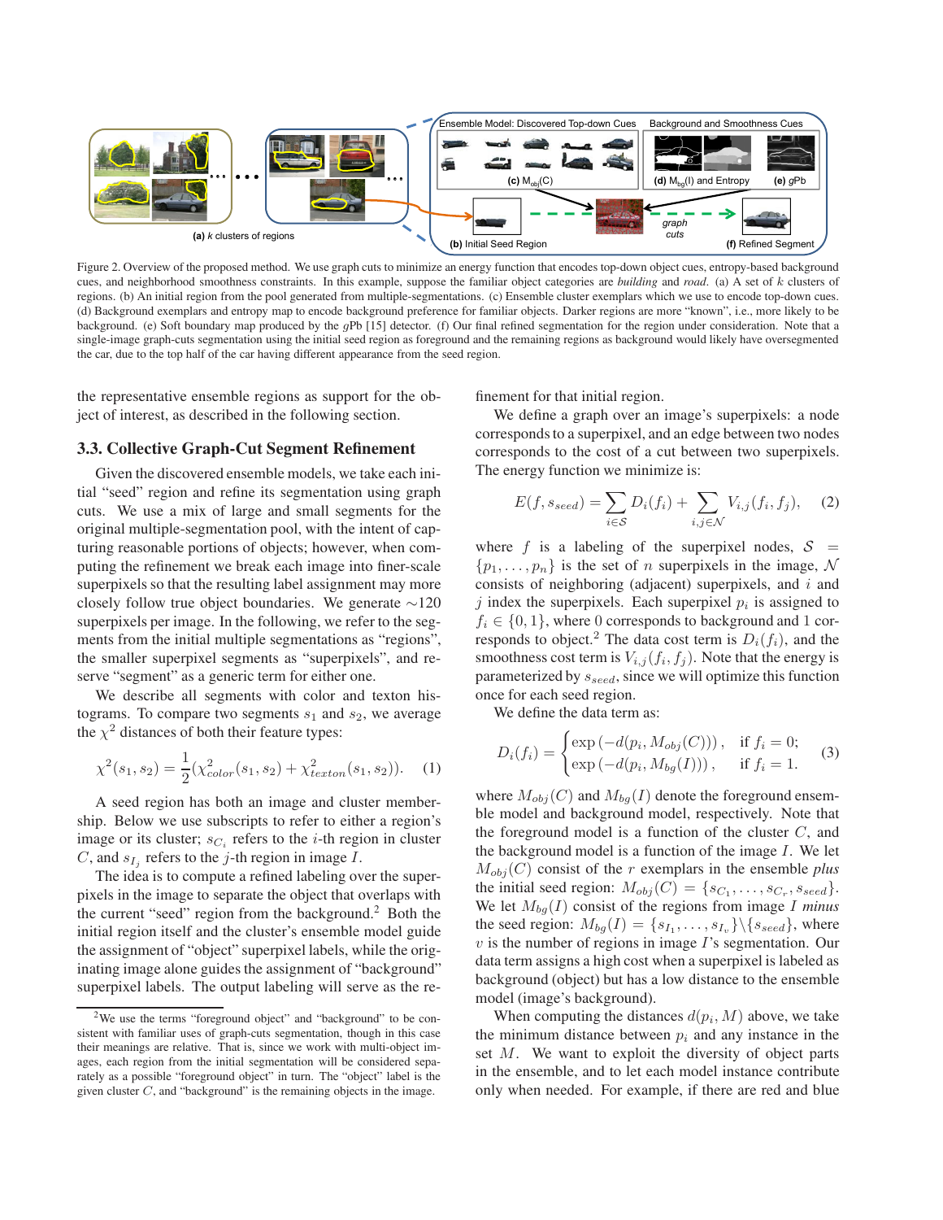Figure 2. Overview of the proposed method. We use graph cuts to minimize an energy function that encodes top-down object cues, entropy-based background cues, and neighborhood smoothness constraints. In this example, suppose the familiar object categories are *building* and *road*. (a) A set of $k$ clusters of regions. (b) An initial region from the pool generated from multiple-segmentations. (c) Ensemble cluster exemplars which we use to encode top-down cues. (d) Background exemplars and entropy map to encode background preference for familiar objects. Darker regions are more "known", i.e., more likely to be background. (e) Soft boundary map produced by the $g$Pb [15] detector. (f) Our final refined segmentation for the region under consideration. Note that a single-image graph-cuts segmentation using the initial seed region as foreground and the remaining regions as background would likely have oversegmented the car, due to the top half of the car having different appearance from the seed region.

the representative ensemble regions as support for the object of interest, as described in the following section.

### 3.3. Collective Graph-Cut Segment Refinement

Given the discovered ensemble models, we take each initial "seed" region and refine its segmentation using graph cuts. We use a mix of large and small segments for the original multiple-segmentation pool, with the intent of capturing reasonable portions of objects; however, when computing the refinement we break each image into finer-scale superpixels so that the resulting label assignment may more closely follow true object boundaries. We generate $\sim$120 superpixels per image. In the following, we refer to the segments from the initial multiple segmentations as "regions", the smaller superpixel segments as "superpixels", and reserve "segment" as a generic term for either one.

We describe all segments with color and texton histograms. To compare two segments $s_1$ and $s_2$, we average the $\chi^2$ distances of both their feature types:

$$\chi^2(s_1, s_2) = \frac{1}{2}(\chi^2_{color}(s_1, s_2) + \chi^2_{texton}(s_1, s_2)). \quad (1)$$

A seed region has both an image and cluster membership. Below we use subscripts to refer to either a region's image or its cluster; $s_{C_i}$ refers to the $i$-th region in cluster $C$, and $s_{I_j}$ refers to the $j$-th region in image $I$.

The idea is to compute a refined labeling over the superpixels in the image to separate the object that overlaps with the current "seed" region from the background.[2] Both the initial region itself and the cluster's ensemble model guide the assignment of "object" superpixel labels, while the originating image alone guides the assignment of "background" superpixel labels. The output labeling will serve as the refinement for that initial region.

We define a graph over an image's superpixels: a node corresponds to a superpixel, and an edge between two nodes corresponds to the cost of a cut between two superpixels. The energy function we minimize is:

$$E(f, s_{seed}) = \sum_{i \in \mathcal{S}} D_i(f_i) + \sum_{i,j \in \mathcal{N}} V_{i,j}(f_i, f_j), \quad (2)$$

where $f$ is a labeling of the superpixel nodes, $\mathcal{S} = \{p_1, \dots, p_n\}$ is the set of $n$ superpixels in the image, $\mathcal{N}$ consists of neighboring (adjacent) superpixels, and $i$ and $j$ index the superpixels. Each superpixel $p_i$ is assigned to $f_i \in \{0, 1\}$, where 0 corresponds to background and 1 corresponds to object.[2] The data cost term is $D_i(f_i)$, and the smoothness cost term is $V_{i,j}(f_i, f_j)$. Note that the energy is parameterized by $s_{seed}$, since we will optimize this function once for each seed region.

We define the data term as:

$$D_i(f_i) = \begin{cases} \exp\left(-d(p_i, M_{obj}(C))\right), & \text{if } f_i = 0; \\ \exp\left(-d(p_i, M_{bg}(I))\right), & \text{if } f_i = 1. \end{cases} \quad (3)$$

where $M_{obj}(C)$ and $M_{bg}(I)$ denote the foreground ensemble model and background model, respectively. Note that the foreground model is a function of the cluster $C$, and the background model is a function of the image $I$. We let $M_{obj}(C)$ consist of the $r$ exemplars in the ensemble *plus* the initial seed region: $M_{obj}(C) = \{s_{C_1}, \dots, s_{C_r}, s_{seed}\}$. We let $M_{bg}(I)$ consist of the regions from image $I$ *minus* the seed region: $M_{bg}(I) = \{s_{I_1}, \dots, s_{I_v}\} \backslash \{s_{seed}\}$, where $v$ is the number of regions in image $I$'s segmentation. Our data term assigns a high cost when a superpixel is labeled as background (object) but has a low distance to the ensemble model (image's background).

When computing the distances $d(p_i, M)$ above, we take the minimum distance between $p_i$ and any instance in the set $M$. We want to exploit the diversity of object parts in the ensemble, and to let each model instance contribute only when needed. For example, if there are red and blue

[2] We use the terms "foreground object" and "background" to be consistent with familiar uses of graph-cuts segmentation, though in this case their meanings are relative. That is, since we work with multi-object images, each region from the initial segmentation will be considered separately as a possible "foreground object" in turn. The "object" label is the given cluster $C$, and "background" is the remaining objects in the image.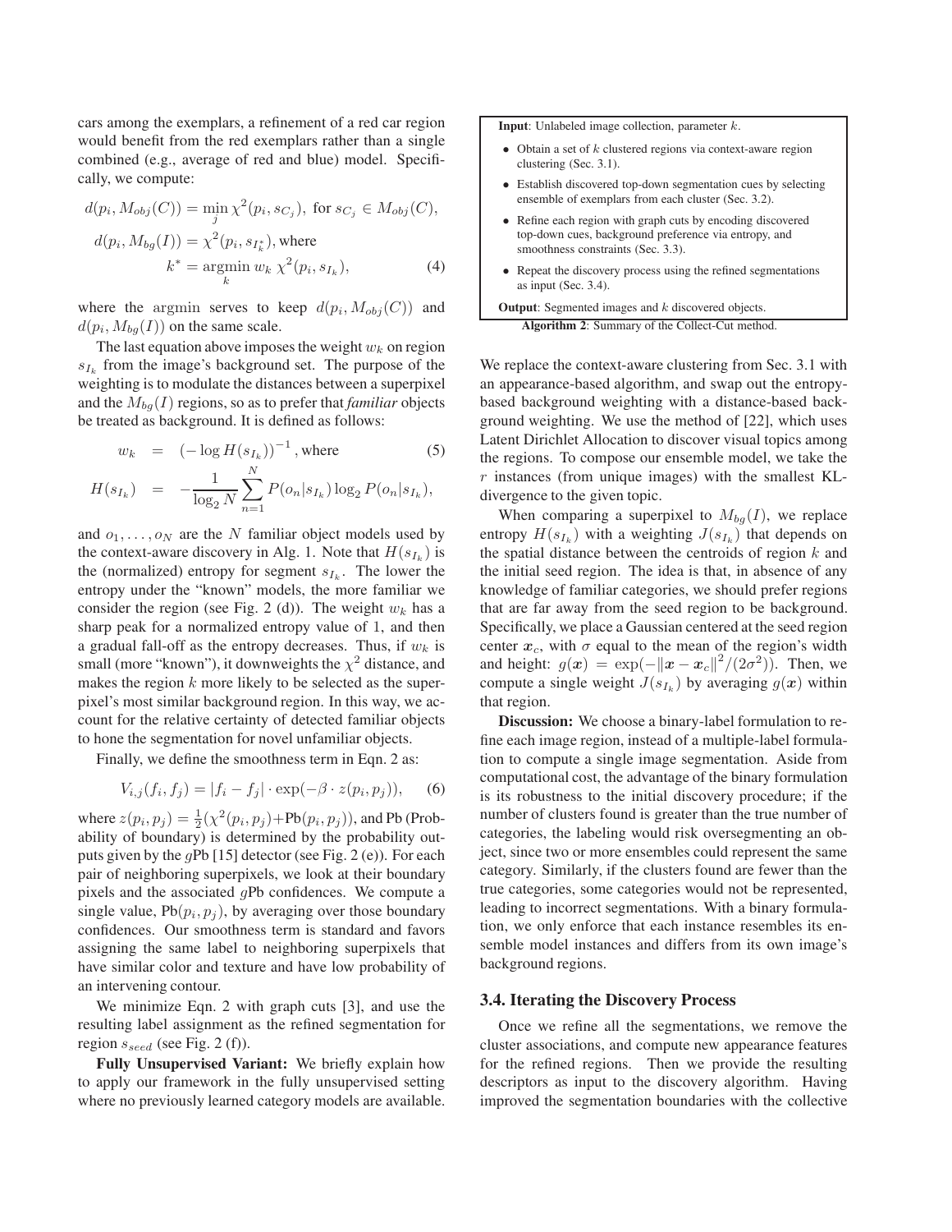cars among the exemplars, a refinement of a red car region would benefit from the red exemplars rather than a single combined (e.g., average of red and blue) model. Specifically, we compute:

$$d(p_i, M_{obj}(C)) = \min_j \chi^2(p_i, s_{C_j}), \text{ for } s_{C_j} \in M_{obj}(C),$$

$$d(p_i, M_{bg}(I)) = \chi^2(p_i, s_{I_k^*}), \text{where}$$

$$k^* = \operatorname*{argmin}_k w_k \, \chi^2(p_i, s_{I_k}), \tag{4}$$

where the argmin serves to keep $d(p_i, M_{obj}(C))$ and $d(p_i, M_{bg}(I))$ on the same scale.

The last equation above imposes the weight $w_k$ on region $s_{I_k}$ from the image's background set. The purpose of the weighting is to modulate the distances between a superpixel and the $M_{bg}(I)$ regions, so as to prefer that *familiar* objects be treated as background. It is defined as follows:

$$w_k = \left(-\log H(s_{I_k})\right)^{-1}, \text{where} \tag{5}$$

$$H(s_{I_k}) = -\frac{1}{\log_2 N} \sum_{n=1}^{N} P(o_n|s_{I_k}) \log_2 P(o_n|s_{I_k}),$$

and $o_1, \ldots, o_N$ are the $N$ familiar object models used by the context-aware discovery in Alg. 1. Note that $H(s_{I_k})$ is the (normalized) entropy for segment $s_{I_k}$. The lower the entropy under the "known" models, the more familiar we consider the region (see Fig. 2 (d)). The weight $w_k$ has a sharp peak for a normalized entropy value of 1, and then a gradual fall-off as the entropy decreases. Thus, if $w_k$ is small (more "known"), it downweights the $\chi^2$ distance, and makes the region $k$ more likely to be selected as the superpixel's most similar background region. In this way, we account for the relative certainty of detected familiar objects to hone the segmentation for novel unfamiliar objects.

Finally, we define the smoothness term in Eqn. 2 as:

$$V_{i,j}(f_i, f_j) = |f_i - f_j| \cdot \exp(-\beta \cdot z(p_i, p_j)), \tag{6}$$

where $z(p_i, p_j) = \frac{1}{2}(\chi^2(p_i, p_j) + \text{Pb}(p_i, p_j))$, and Pb (Probability of boundary) is determined by the probability outputs given by the $g$Pb [15] detector (see Fig. 2 (e)). For each pair of neighboring superpixels, we look at their boundary pixels and the associated $g$Pb confidences. We compute a single value, $\text{Pb}(p_i, p_j)$, by averaging over those boundary confidences. Our smoothness term is standard and favors assigning the same label to neighboring superpixels that have similar color and texture and have low probability of an intervening contour.

We minimize Eqn. 2 with graph cuts [3], and use the resulting label assignment as the refined segmentation for region $s_{seed}$ (see Fig. 2 (f)).

**Fully Unsupervised Variant:** We briefly explain how to apply our framework in the fully unsupervised setting where no previously learned category models are available.

**Input**: Unlabeled image collection, parameter $k$.

- Obtain a set of $k$ clustered regions via context-aware region clustering (Sec. 3.1).
- Establish discovered top-down segmentation cues by selecting ensemble of exemplars from each cluster (Sec. 3.2).
- Refine each region with graph cuts by encoding discovered top-down cues, background preference via entropy, and smoothness constraints (Sec. 3.3).
- Repeat the discovery process using the refined segmentations as input (Sec. 3.4).

**Output**: Segmented images and $k$ discovered objects.

**Algorithm 2**: Summary of the Collect-Cut method.

We replace the context-aware clustering from Sec. 3.1 with an appearance-based algorithm, and swap out the entropy-based background weighting with a distance-based background weighting. We use the method of [22], which uses Latent Dirichlet Allocation to discover visual topics among the regions. To compose our ensemble model, we take the $r$ instances (from unique images) with the smallest KL-divergence to the given topic.

When comparing a superpixel to $M_{bg}(I)$, we replace entropy $H(s_{I_k})$ with a weighting $J(s_{I_k})$ that depends on the spatial distance between the centroids of region $k$ and the initial seed region. The idea is that, in absence of any knowledge of familiar categories, we should prefer regions that are far away from the seed region to be background. Specifically, we place a Gaussian centered at the seed region center $\boldsymbol{x}_c$, with $\sigma$ equal to the mean of the region's width and height: $g(\boldsymbol{x}) = \exp(-\|\boldsymbol{x} - \boldsymbol{x}_c\|^2/(2\sigma^2))$. Then, we compute a single weight $J(s_{I_k})$ by averaging $g(\boldsymbol{x})$ within that region.

**Discussion:** We choose a binary-label formulation to refine each image region, instead of a multiple-label formulation to compute a single image segmentation. Aside from computational cost, the advantage of the binary formulation is its robustness to the initial discovery procedure; if the number of clusters found is greater than the true number of categories, the labeling would risk oversegmenting an object, since two or more ensembles could represent the same category. Similarly, if the clusters found are fewer than the true categories, some categories would not be represented, leading to incorrect segmentations. With a binary formulation, we only enforce that each instance resembles its ensemble model instances and differs from its own image's background regions.

### 3.4. Iterating the Discovery Process

Once we refine all the segmentations, we remove the cluster associations, and compute new appearance features for the refined regions. Then we provide the resulting descriptors as input to the discovery algorithm. Having improved the segmentation boundaries with the collective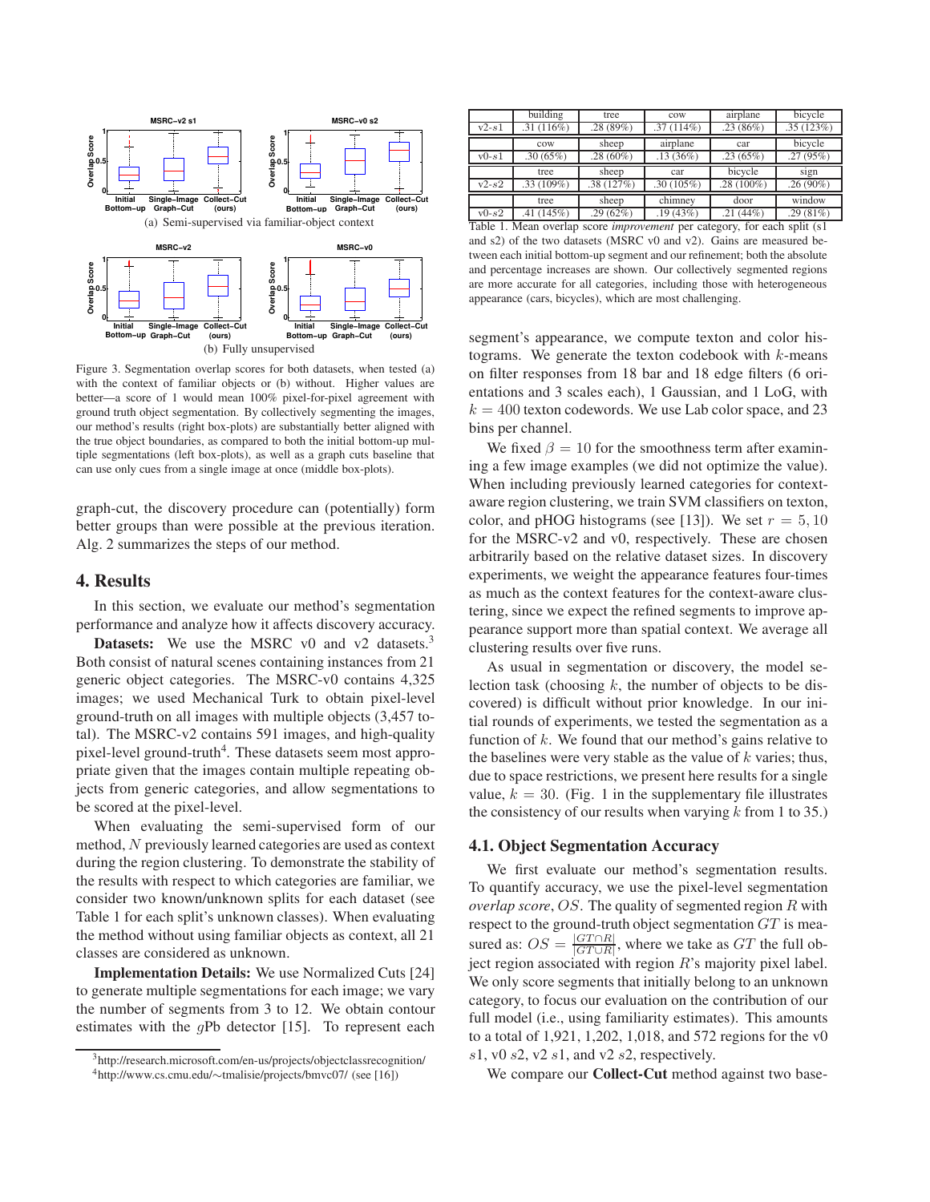(a) Semi-supervised via familiar-object context

(b) Fully unsupervised

Figure 3. Segmentation overlap scores for both datasets, when tested (a) with the context of familiar objects or (b) without. Higher values are better—a score of 1 would mean 100% pixel-for-pixel agreement with ground truth object segmentation. By collectively segmenting the images, our method's results (right box-plots) are substantially better aligned with the true object boundaries, as compared to both the initial bottom-up multiple segmentations (left box-plots), as well as a graph cuts baseline that can use only cues from a single image at once (middle box-plots).

graph-cut, the discovery procedure can (potentially) form better groups than were possible at the previous iteration. Alg. 2 summarizes the steps of our method.

## 4. Results

In this section, we evaluate our method's segmentation performance and analyze how it affects discovery accuracy.

**Datasets:** We use the MSRC v0 and v2 datasets.[3] Both consist of natural scenes containing instances from 21 generic object categories. The MSRC-v0 contains 4,325 images; we used Mechanical Turk to obtain pixel-level ground-truth on all images with multiple objects (3,457 total). The MSRC-v2 contains 591 images, and high-quality pixel-level ground-truth[4]. These datasets seem most appropriate given that the images contain multiple repeating objects from generic categories, and allow segmentations to be scored at the pixel-level.

When evaluating the semi-supervised form of our method, $N$ previously learned categories are used as context during the region clustering. To demonstrate the stability of the results with respect to which categories are familiar, we consider two known/unknown splits for each dataset (see Table 1 for each split's unknown classes). When evaluating the method without using familiar objects as context, all 21 classes are considered as unknown.

**Implementation Details:** We use Normalized Cuts [24] to generate multiple segmentations for each image; we vary the number of segments from 3 to 12. We obtain contour estimates with the $g$Pb detector [15]. To represent each

[3] http://research.microsoft.com/en-us/projects/objectclassrecognition/

[4] http://www.cs.cmu.edu/∼tmalisie/projects/bmvc07/ (see [16])

| | building | tree | cow | airplane | bicycle |
|---|---|---|---|---|---|
| v2-$s1$ | .31 (116%) | .28 (89%) | .37 (114%) | .23 (86%) | .35 (123%) |
| | cow | sheep | airplane | car | bicycle |
| v0-$s1$ | .30 (65%) | .28 (60%) | .13 (36%) | .23 (65%) | .27 (95%) |
| | tree | sheep | car | bicycle | sign |
| v2-$s2$ | .33 (109%) | .38 (127%) | .30 (105%) | .28 (100%) | .26 (90%) |
| | tree | sheep | chimney | door | window |
| v0-$s2$ | .41 (145%) | .29 (62%) | .19 (43%) | .21 (44%) | .29 (81%) |

Table 1. Mean overlap score *improvement* per category, for each split (s1 and s2) of the two datasets (MSRC v0 and v2). Gains are measured between each initial bottom-up segment and our refinement; both the absolute and percentage increases are shown. Our collectively segmented regions are more accurate for all categories, including those with heterogeneous appearance (cars, bicycles), which are most challenging.

segment's appearance, we compute texton and color histograms. We generate the texton codebook with $k$-means on filter responses from 18 bar and 18 edge filters (6 orientations and 3 scales each), 1 Gaussian, and 1 LoG, with $k = 400$ texton codewords. We use Lab color space, and 23 bins per channel.

We fixed $\beta = 10$ for the smoothness term after examining a few image examples (we did not optimize the value). When including previously learned categories for context-aware region clustering, we train SVM classifiers on texton, color, and pHOG histograms (see [13]). We set $r = 5, 10$ for the MSRC-v2 and v0, respectively. These are chosen arbitrarily based on the relative dataset sizes. In discovery experiments, we weight the appearance features four-times as much as the context features for the context-aware clustering, since we expect the refined segments to improve appearance support more than spatial context. We average all clustering results over five runs.

As usual in segmentation or discovery, the model selection task (choosing $k$, the number of objects to be discovered) is difficult without prior knowledge. In our initial rounds of experiments, we tested the segmentation as a function of $k$. We found that our method's gains relative to the baselines were very stable as the value of $k$ varies; thus, due to space restrictions, we present here results for a single value, $k = 30$. (Fig. 1 in the supplementary file illustrates the consistency of our results when varying $k$ from 1 to 35.)

### 4.1. Object Segmentation Accuracy

We first evaluate our method's segmentation results. To quantify accuracy, we use the pixel-level segmentation *overlap score*, $OS$. The quality of segmented region $R$ with respect to the ground-truth object segmentation $GT$ is measured as: $OS = \frac{|GT \cap R|}{|GT \cup R|}$, where we take as $GT$ the full object region associated with region $R$'s majority pixel label. We only score segments that initially belong to an unknown category, to focus our evaluation on the contribution of our full model (i.e., using familiarity estimates). This amounts to a total of 1,921, 1,202, 1,018, and 572 regions for the v0 $s1$, v0 $s2$, v2 $s1$, and v2 $s2$, respectively.

We compare our **Collect-Cut** method against two base-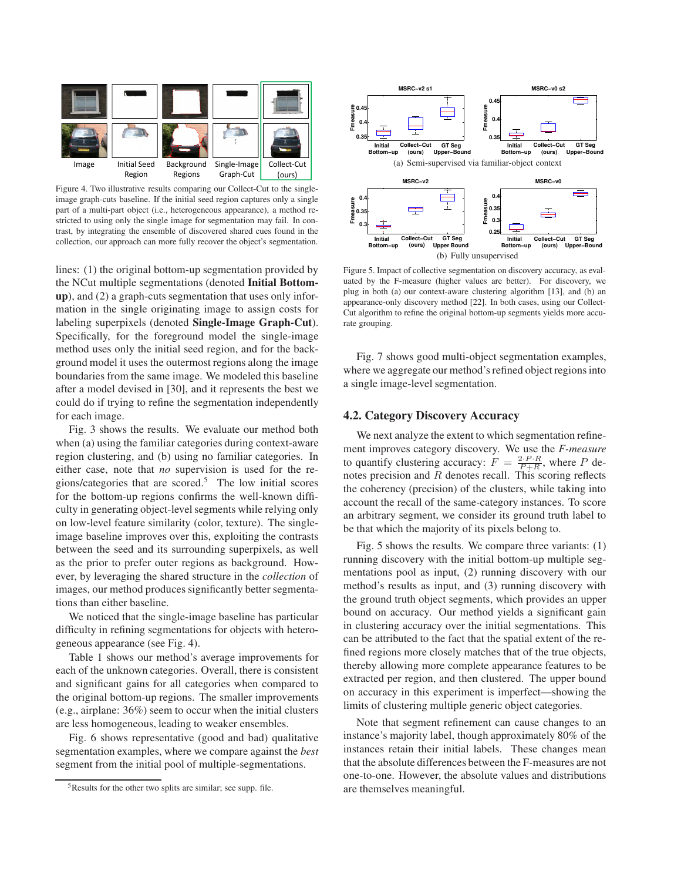Figure 4. Two illustrative results comparing our Collect-Cut to the single-image graph-cuts baseline. If the initial seed region captures only a single part of a multi-part object (i.e., heterogeneous appearance), a method restricted to using only the single image for segmentation may fail. In contrast, by integrating the ensemble of discovered shared cues found in the collection, our approach can more fully recover the object's segmentation.

lines: (1) the original bottom-up segmentation provided by the NCut multiple segmentations (denoted **Initial Bottom-up**), and (2) a graph-cuts segmentation that uses only information in the single originating image to assign costs for labeling superpixels (denoted **Single-Image Graph-Cut**). Specifically, for the foreground model the single-image method uses only the initial seed region, and for the background model it uses the outermost regions along the image boundaries from the same image. We modeled this baseline after a model devised in [30], and it represents the best we could do if trying to refine the segmentation independently for each image.

Fig. 3 shows the results. We evaluate our method both when (a) using the familiar categories during context-aware region clustering, and (b) using no familiar categories. In either case, note that *no* supervision is used for the regions/categories that are scored.[5] The low initial scores for the bottom-up regions confirms the well-known difficulty in generating object-level segments while relying only on low-level feature similarity (color, texture). The single-image baseline improves over this, exploiting the contrasts between the seed and its surrounding superpixels, as well as the prior to prefer outer regions as background. However, by leveraging the shared structure in the *collection* of images, our method produces significantly better segmentations than either baseline.

We noticed that the single-image baseline has particular difficulty in refining segmentations for objects with heterogeneous appearance (see Fig. 4).

Table 1 shows our method's average improvements for each of the unknown categories. Overall, there is consistent and significant gains for all categories when compared to the original bottom-up regions. The smaller improvements (e.g., airplane: 36%) seem to occur when the initial clusters are less homogeneous, leading to weaker ensembles.

Fig. 6 shows representative (good and bad) qualitative segmentation examples, where we compare against the *best* segment from the initial pool of multiple-segmentations.

[5] Results for the other two splits are similar; see supp. file.

(a) Semi-supervised via familiar-object context

(b) Fully unsupervised

Figure 5. Impact of collective segmentation on discovery accuracy, as evaluated by the F-measure (higher values are better). For discovery, we plug in both (a) our context-aware clustering algorithm [13], and (b) an appearance-only discovery method [22]. In both cases, using our Collect-Cut algorithm to refine the original bottom-up segments yields more accurate grouping.

Fig. 7 shows good multi-object segmentation examples, where we aggregate our method's refined object regions into a single image-level segmentation.

## 4.2. Category Discovery Accuracy

We next analyze the extent to which segmentation refinement improves category discovery. We use the *F-measure* to quantify clustering accuracy: $F = \frac{2 \cdot P \cdot R}{P + R}$, where $P$ denotes precision and $R$ denotes recall. This scoring reflects the coherency (precision) of the clusters, while taking into account the recall of the same-category instances. To score an arbitrary segment, we consider its ground truth label to be that which the majority of its pixels belong to.

Fig. 5 shows the results. We compare three variants: (1) running discovery with the initial bottom-up multiple segmentations pool as input, (2) running discovery with our method's results as input, and (3) running discovery with the ground truth object segments, which provides an upper bound on accuracy. Our method yields a significant gain in clustering accuracy over the initial segmentations. This can be attributed to the fact that the spatial extent of the refined regions more closely matches that of the true objects, thereby allowing more complete appearance features to be extracted per region, and then clustered. The upper bound on accuracy in this experiment is imperfect—showing the limits of clustering multiple generic object categories.

Note that segment refinement can cause changes to an instance's majority label, though approximately 80% of the instances retain their initial labels. These changes mean that the absolute differences between the F-measures are not one-to-one. However, the absolute values and distributions are themselves meaningful.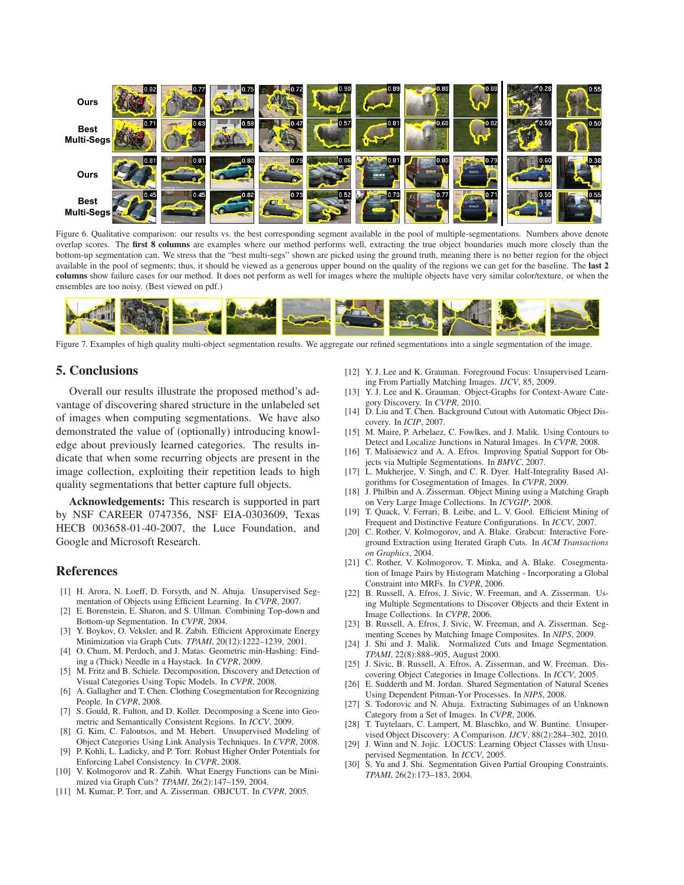Ours

Best Multi-Segs

Ours

Best Multi-Segs

0.82 0.77 0.75 0.72 0.90 0.89 0.88 0.88 0.28 0.55

0.71 0.63 0.59 0.47 0.57 0.81 0.68 0.82 0.59 0.50

0.81 0.81 0.80 0.79 0.86 0.81 0.80 0.79 0.60 0.38

0.45 0.45 0.82 0.73 0.52 0.73 0.77 0.71 0.55 0.55

Figure 6. Qualitative comparison: our results vs. the best corresponding segment available in the pool of multiple-segmentations. Numbers above denote overlap scores. The **first 8 columns** are examples where our method performs well, extracting the true object boundaries much more closely than the bottom-up segmentation can. We stress that the "best multi-segs" shown are picked using the ground truth, meaning there is no better region for the object available in the pool of segments; thus, it should be viewed as a generous upper bound on the quality of the regions we can get for the baseline. The **last 2 columns** show failure cases for our method. It does not perform as well for images where the multiple objects have very similar color/texture, or when the ensembles are too noisy. (Best viewed on pdf.)

Figure 7. Examples of high quality multi-object segmentation results. We aggregate our refined segmentations into a single segmentation of the image.

## 5. Conclusions

Overall our results illustrate the proposed method's advantage of discovering shared structure in the unlabeled set of images when computing segmentations. We have also demonstrated the value of (optionally) introducing knowledge about previously learned categories. The results indicate that when some recurring objects are present in the image collection, exploiting their repetition leads to high quality segmentations that better capture full objects.

**Acknowledgements:** This research is supported in part by NSF CAREER 0747356, NSF EIA-0303609, Texas HECB 003658-01-40-2007, the Luce Foundation, and Google and Microsoft Research.

## References

[1] H. Arora, N. Loeff, D. Forsyth, and N. Ahuja. Unsupervised Segmentation of Objects using Efficient Learning. In *CVPR*, 2007.

[2] E. Borenstein, E. Sharon, and S. Ullman. Combining Top-down and Bottom-up Segmentation. In *CVPR*, 2004.

[3] Y. Boykov, O. Veksler, and R. Zabih. Efficient Approximate Energy Minimization via Graph Cuts. *TPAMI*, 20(12):1222–1239, 2001.

[4] O. Chum, M. Perdoch, and J. Matas. Geometric min-Hashing: Finding a (Thick) Needle in a Haystack. In *CVPR*, 2009.

[5] M. Fritz and B. Schiele. Decomposition, Discovery and Detection of Visual Categories Using Topic Models. In *CVPR*, 2008.

[6] A. Gallagher and T. Chen. Clothing Cosegmentation for Recognizing People. In *CVPR*, 2008.

[7] S. Gould, R. Fulton, and D. Koller. Decomposing a Scene into Geometric and Semantically Consistent Regions. In *ICCV*, 2009.

[8] G. Kim, C. Faloutsos, and M. Hebert. Unsupervised Modeling of Object Categories Using Link Analysis Techniques. In *CVPR*, 2008.

[9] P. Kohli, L. Ladicky, and P. Torr. Robust Higher Order Potentials for Enforcing Label Consistency. In *CVPR*, 2008.

[10] V. Kolmogorov and R. Zabih. What Energy Functions can be Minimized via Graph Cuts? *TPAMI*, 26(2):147–159, 2004.

[11] M. Kumar, P. Torr, and A. Zisserman. OBJCUT. In *CVPR*, 2005.

[12] Y. J. Lee and K. Grauman. Foreground Focus: Unsupervised Learning From Partially Matching Images. *IJCV*, 85, 2009.

[13] Y. J. Lee and K. Grauman. Object-Graphs for Context-Aware Category Discovery. In *CVPR*, 2010.

[14] D. Liu and T. Chen. Background Cutout with Automatic Object Discovery. In *ICIP*, 2007.

[15] M. Maire, P. Arbelaez, C. Fowlkes, and J. Malik. Using Contours to Detect and Localize Junctions in Natural Images. In *CVPR*, 2008.

[16] T. Malisiewicz and A. A. Efros. Improving Spatial Support for Objects via Multiple Segmentations. In *BMVC*, 2007.

[17] L. Mukherjee, V. Singh, and C. R. Dyer. Half-Integrality Based Algorithms for Cosegmentation of Images. In *CVPR*, 2009.

[18] J. Philbin and A. Zisserman. Object Mining using a Matching Graph on Very Large Image Collections. In *ICVGIP*, 2008.

[19] T. Quack, V. Ferrari, B. Leibe, and L. V. Gool. Efficient Mining of Frequent and Distinctive Feature Configurations. In *ICCV*, 2007.

[20] C. Rother, V. Kolmogorov, and A. Blake. Grabcut: Interactive Foreground Extraction using Iterated Graph Cuts. In *ACM Transactions on Graphics*, 2004.

[21] C. Rother, V. Kolmogorov, T. Minka, and A. Blake. Cosegmentation of Image Pairs by Histogram Matching - Incorporating a Global Constraint into MRFs. In *CVPR*, 2006.

[22] B. Russell, A. Efros, J. Sivic, W. Freeman, and A. Zisserman. Using Multiple Segmentations to Discover Objects and their Extent in Image Collections. In *CVPR*, 2006.

[23] B. Russell, A. Efros, J. Sivic, W. Freeman, and A. Zisserman. Segmenting Scenes by Matching Image Composites. In *NIPS*, 2009.

[24] J. Shi and J. Malik. Normalized Cuts and Image Segmentation. *TPAMI*, 22(8):888–905, August 2000.

[25] J. Sivic, B. Russell, A. Efros, A. Zisserman, and W. Freeman. Discovering Object Categories in Image Collections. In *ICCV*, 2005.

[26] E. Sudderth and M. Jordan. Shared Segmentation of Natural Scenes Using Dependent Pitman-Yor Processes. In *NIPS*, 2008.

[27] S. Todorovic and N. Ahuja. Extracting Subimages of an Unknown Category from a Set of Images. In *CVPR*, 2006.

[28] T. Tuytelaars, C. Lampert, M. Blaschko, and W. Buntine. Unsupervised Object Discovery: A Comparison. *IJCV*, 88(2):284–302, 2010.

[29] J. Winn and N. Jojic. LOCUS: Learning Object Classes with Unsupervised Segmentation. In *ICCV*, 2005.

[30] S. Yu and J. Shi. Segmentation Given Partial Grouping Constraints. *TPAMI*, 26(2):173–183, 2004.